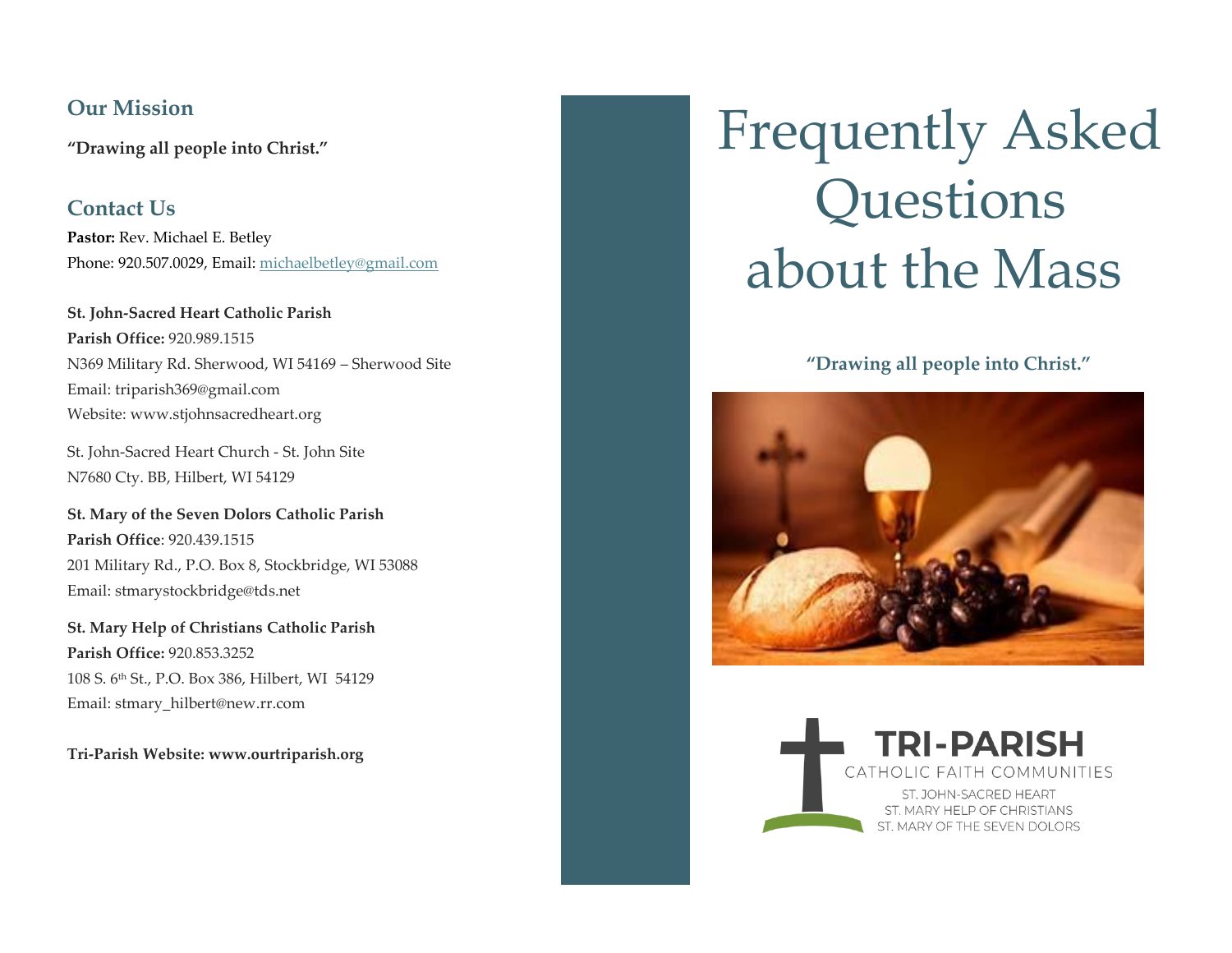## Our Mission

**"Drawing all people into Christ."**

## Contact Us

**Pastor:** Rev. Michael E. Betley
Phone: 920.507.0029, Email: michaelbetley@gmail.com

**St. John-Sacred Heart Catholic Parish**
**Parish Office:** 920.989.1515
N369 Military Rd. Sherwood, WI 54169 – Sherwood Site
Email: triparish369@gmail.com
Website: www.stjohnsacredheart.org

St. John-Sacred Heart Church - St. John Site
N7680 Cty. BB, Hilbert, WI 54129

**St. Mary of the Seven Dolors Catholic Parish**
**Parish Office**: 920.439.1515
201 Military Rd., P.O. Box 8, Stockbridge, WI 53088
Email: stmarystockbridge@tds.net

**St. Mary Help of Christians Catholic Parish**
**Parish Office:** 920.853.3252
108 S. 6th St., P.O. Box 386, Hilbert, WI 54129
Email: stmary_hilbert@new.rr.com

**Tri-Parish Website: www.ourtriparish.org**

# Frequently Asked Questions about the Mass

**"Drawing all people into Christ."**

TRI-PARISH
CATHOLIC FAITH COMMUNITIES
ST. JOHN-SACRED HEART
ST. MARY HELP OF CHRISTIANS
ST. MARY OF THE SEVEN DOLORS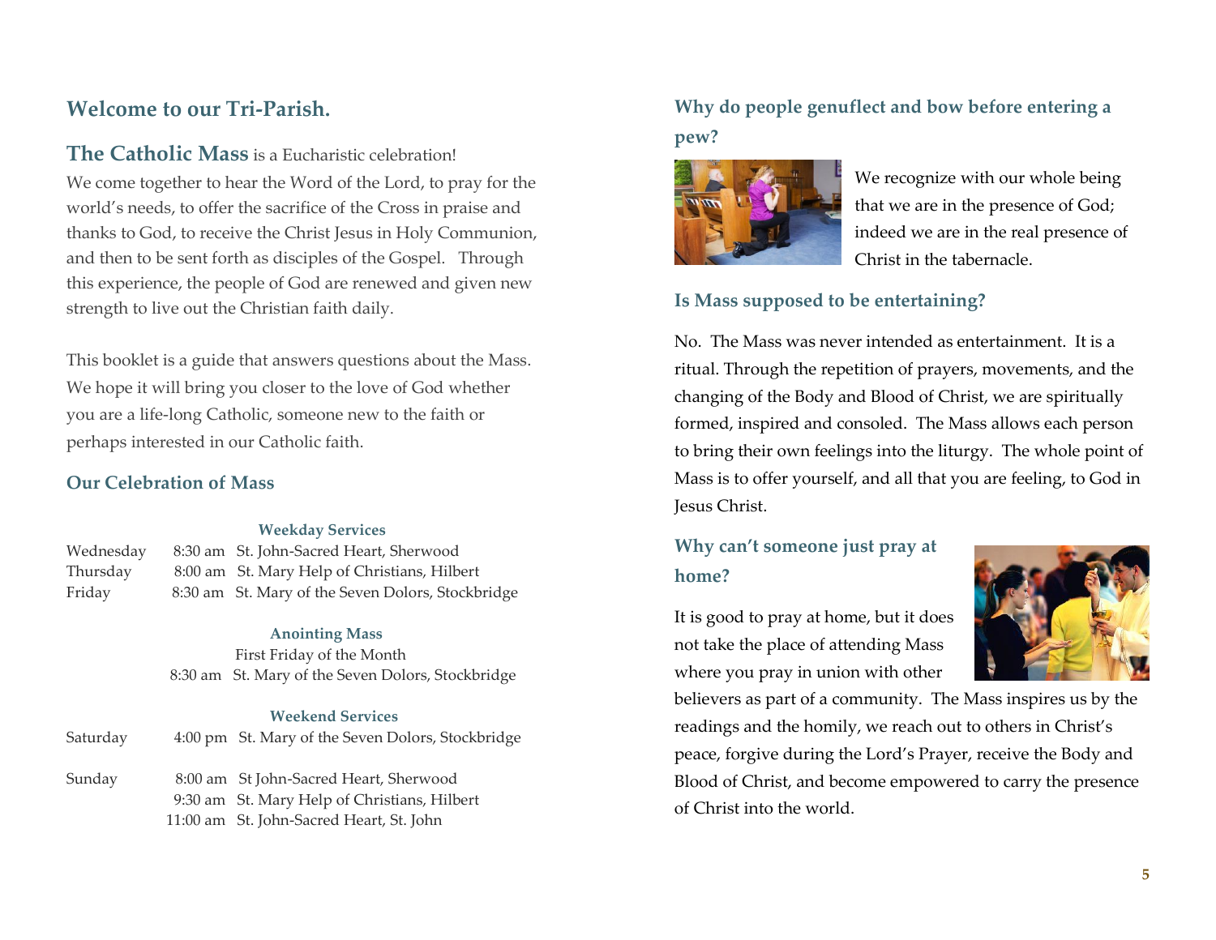## Welcome to our Tri-Parish.

**The Catholic Mass** is a Eucharistic celebration! We come together to hear the Word of the Lord, to pray for the world's needs, to offer the sacrifice of the Cross in praise and thanks to God, to receive the Christ Jesus in Holy Communion, and then to be sent forth as disciples of the Gospel. Through this experience, the people of God are renewed and given new strength to live out the Christian faith daily.

This booklet is a guide that answers questions about the Mass. We hope it will bring you closer to the love of God whether you are a life-long Catholic, someone new to the faith or perhaps interested in our Catholic faith.

### Our Celebration of Mass

**Weekday Services**

| | | |
|---|---|---|
| Wednesday | 8:30 am | St. John-Sacred Heart, Sherwood |
| Thursday | 8:00 am | St. Mary Help of Christians, Hilbert |
| Friday | 8:30 am | St. Mary of the Seven Dolors, Stockbridge |

**Anointing Mass**

First Friday of the Month

8:30 am St. Mary of the Seven Dolors, Stockbridge

**Weekend Services**

| | | |
|---|---|---|
| Saturday | 4:00 pm | St. Mary of the Seven Dolors, Stockbridge |
| Sunday | 8:00 am | St John-Sacred Heart, Sherwood |
| | 9:30 am | St. Mary Help of Christians, Hilbert |
| | 11:00 am | St. John-Sacred Heart, St. John |

### Why do people genuflect and bow before entering a pew?

We recognize with our whole being that we are in the presence of God; indeed we are in the real presence of Christ in the tabernacle.

### Is Mass supposed to be entertaining?

No. The Mass was never intended as entertainment. It is a ritual. Through the repetition of prayers, movements, and the changing of the Body and Blood of Christ, we are spiritually formed, inspired and consoled. The Mass allows each person to bring their own feelings into the liturgy. The whole point of Mass is to offer yourself, and all that you are feeling, to God in Jesus Christ.

### Why can't someone just pray at home?

It is good to pray at home, but it does not take the place of attending Mass where you pray in union with other believers as part of a community. The Mass inspires us by the readings and the homily, we reach out to others in Christ's peace, forgive during the Lord's Prayer, receive the Body and Blood of Christ, and become empowered to carry the presence of Christ into the world.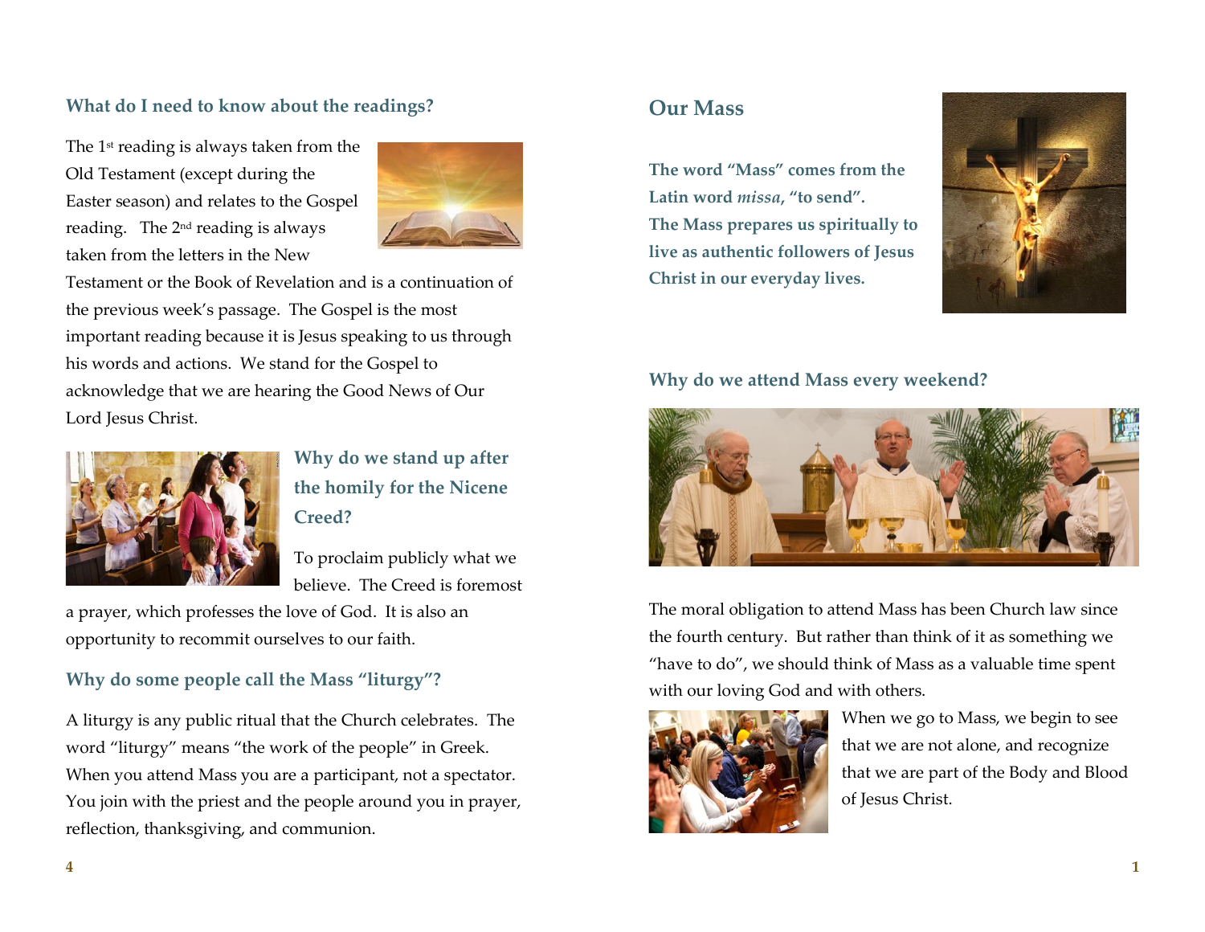## What do I need to know about the readings?

The 1st reading is always taken from the Old Testament (except during the Easter season) and relates to the Gospel reading. The 2nd reading is always taken from the letters in the New Testament or the Book of Revelation and is a continuation of the previous week's passage. The Gospel is the most important reading because it is Jesus speaking to us through his words and actions. We stand for the Gospel to acknowledge that we are hearing the Good News of Our Lord Jesus Christ.

## Why do we stand up after the homily for the Nicene Creed?

To proclaim publicly what we believe. The Creed is foremost a prayer, which professes the love of God. It is also an opportunity to recommit ourselves to our faith.

## Why do some people call the Mass "liturgy"?

A liturgy is any public ritual that the Church celebrates. The word "liturgy" means "the work of the people" in Greek. When you attend Mass you are a participant, not a spectator. You join with the priest and the people around you in prayer, reflection, thanksgiving, and communion.

# Our Mass

**The word "Mass" comes from the Latin word *missa*, "to send". The Mass prepares us spiritually to live as authentic followers of Jesus Christ in our everyday lives.**

## Why do we attend Mass every weekend?

The moral obligation to attend Mass has been Church law since the fourth century. But rather than think of it as something we "have to do", we should think of Mass as a valuable time spent with our loving God and with others.

When we go to Mass, we begin to see that we are not alone, and recognize that we are part of the Body and Blood of Jesus Christ.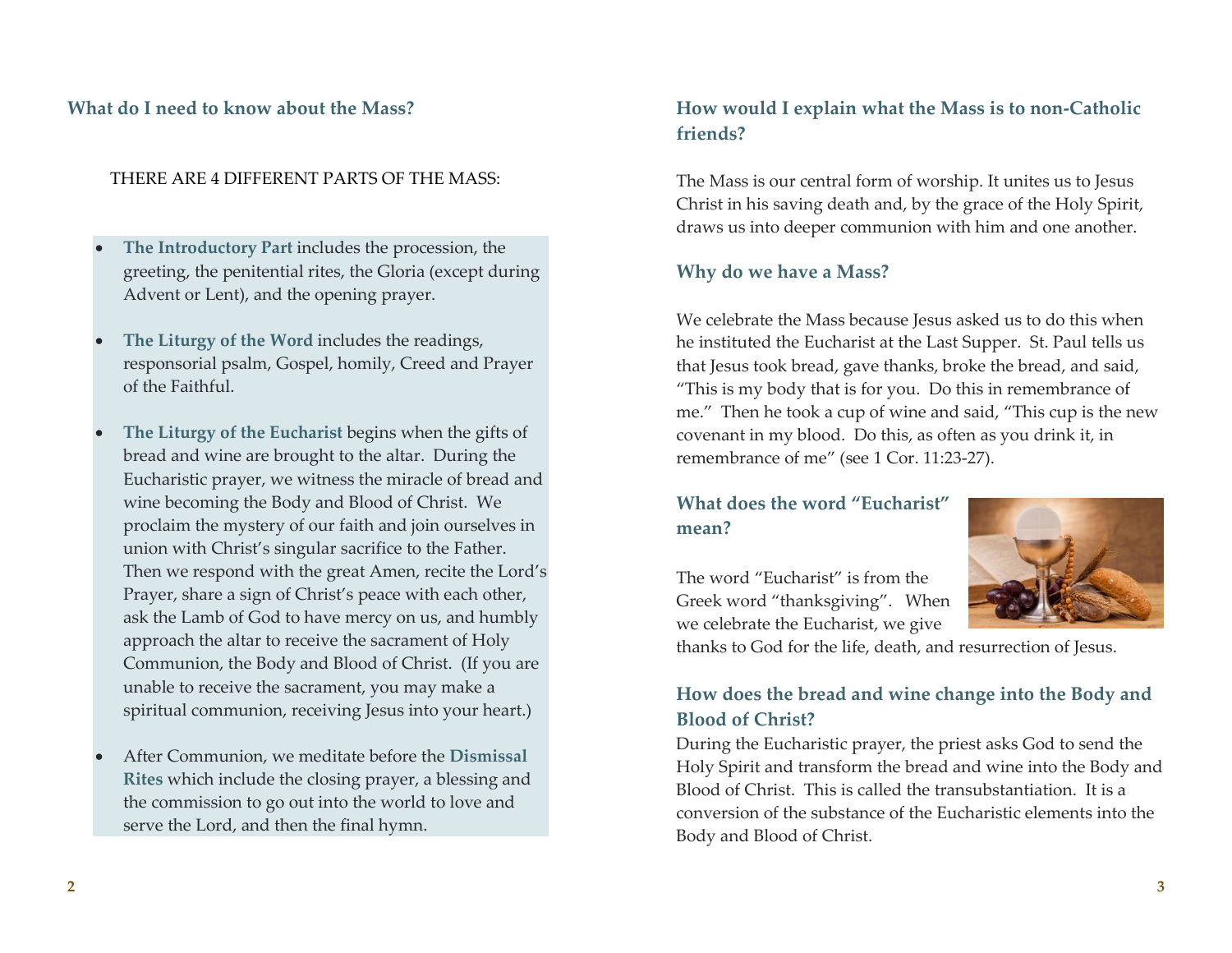## What do I need to know about the Mass?

THERE ARE 4 DIFFERENT PARTS OF THE MASS:

- **The Introductory Part** includes the procession, the greeting, the penitential rites, the Gloria (except during Advent or Lent), and the opening prayer.
- **The Liturgy of the Word** includes the readings, responsorial psalm, Gospel, homily, Creed and Prayer of the Faithful.
- **The Liturgy of the Eucharist** begins when the gifts of bread and wine are brought to the altar. During the Eucharistic prayer, we witness the miracle of bread and wine becoming the Body and Blood of Christ. We proclaim the mystery of our faith and join ourselves in union with Christ's singular sacrifice to the Father. Then we respond with the great Amen, recite the Lord's Prayer, share a sign of Christ's peace with each other, ask the Lamb of God to have mercy on us, and humbly approach the altar to receive the sacrament of Holy Communion, the Body and Blood of Christ. (If you are unable to receive the sacrament, you may make a spiritual communion, receiving Jesus into your heart.)
- After Communion, we meditate before the **Dismissal Rites** which include the closing prayer, a blessing and the commission to go out into the world to love and serve the Lord, and then the final hymn.

## How would I explain what the Mass is to non-Catholic friends?

The Mass is our central form of worship. It unites us to Jesus Christ in his saving death and, by the grace of the Holy Spirit, draws us into deeper communion with him and one another.

## Why do we have a Mass?

We celebrate the Mass because Jesus asked us to do this when he instituted the Eucharist at the Last Supper. St. Paul tells us that Jesus took bread, gave thanks, broke the bread, and said, "This is my body that is for you. Do this in remembrance of me." Then he took a cup of wine and said, "This cup is the new covenant in my blood. Do this, as often as you drink it, in remembrance of me" (see 1 Cor. 11:23-27).

## What does the word "Eucharist" mean?

The word "Eucharist" is from the Greek word "thanksgiving". When we celebrate the Eucharist, we give thanks to God for the life, death, and resurrection of Jesus.

## How does the bread and wine change into the Body and Blood of Christ?

During the Eucharistic prayer, the priest asks God to send the Holy Spirit and transform the bread and wine into the Body and Blood of Christ. This is called the transubstantiation. It is a conversion of the substance of the Eucharistic elements into the Body and Blood of Christ.